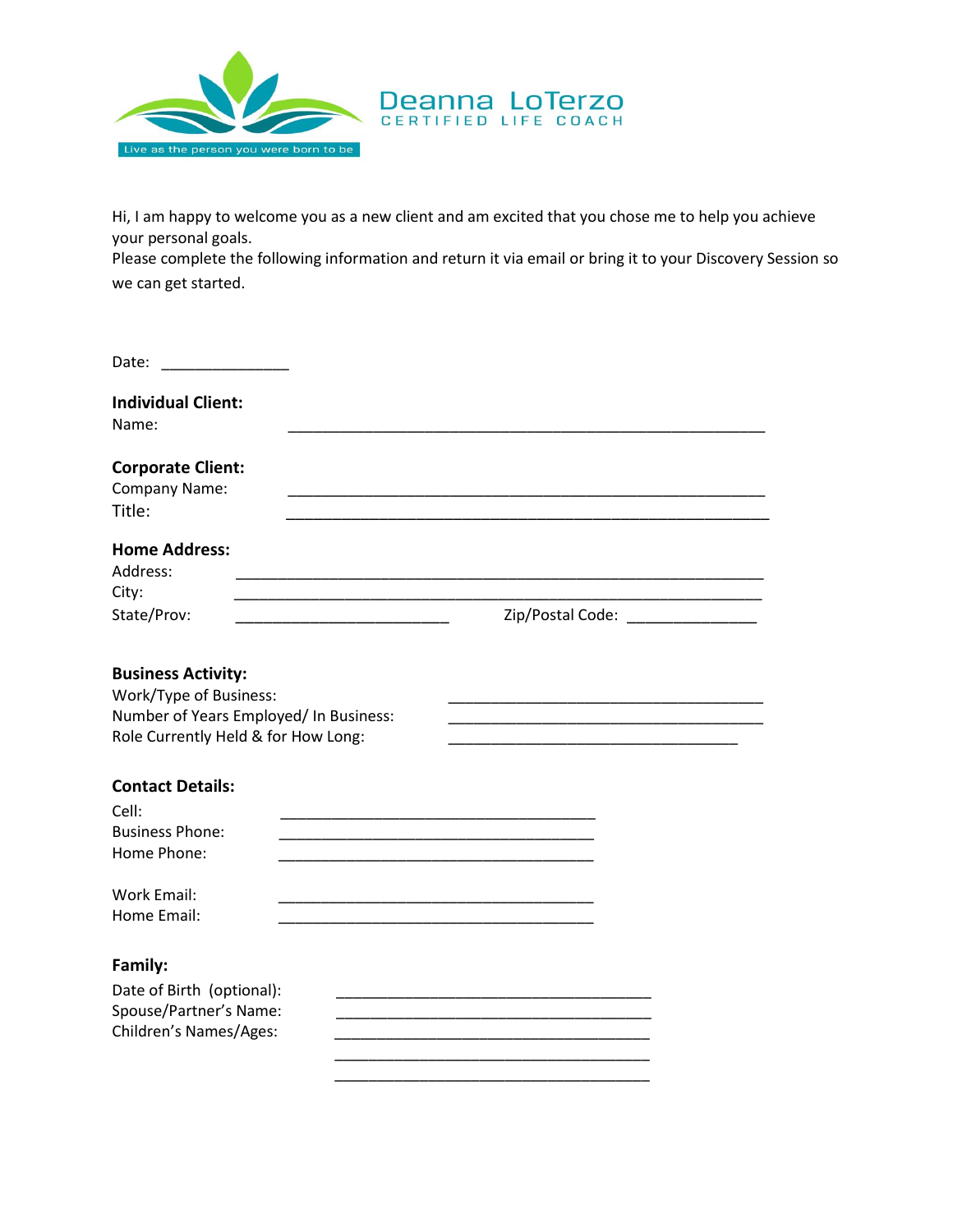Deanna LoTerzo
CERTIFIED LIFE COACH

Live as the person you were born to be

Hi, I am happy to welcome you as a new client and am excited that you chose me to help you achieve your personal goals.
Please complete the following information and return it via email or bring it to your Discovery Session so we can get started.

Date: _______________

**Individual Client:**
Name: ________________________________________________________

**Corporate Client:**
Company Name: ________________________________________________________
Title: ________________________________________________________

**Home Address:**
Address: ________________________________________________________
City: ________________________________________________________
State/Prov: _________________________ Zip/Postal Code: _______________

**Business Activity:**
Work/Type of Business: _____________________________________
Number of Years Employed/ In Business: _____________________________________
Role Currently Held & for How Long: __________________________________

**Contact Details:**
Cell: _____________________________________
Business Phone: _____________________________________
Home Phone: _____________________________________

Work Email: _____________________________________
Home Email: _____________________________________

**Family:**
Date of Birth (optional): _____________________________________
Spouse/Partner's Name: _____________________________________
Children's Names/Ages: _____________________________________
_____________________________________
_____________________________________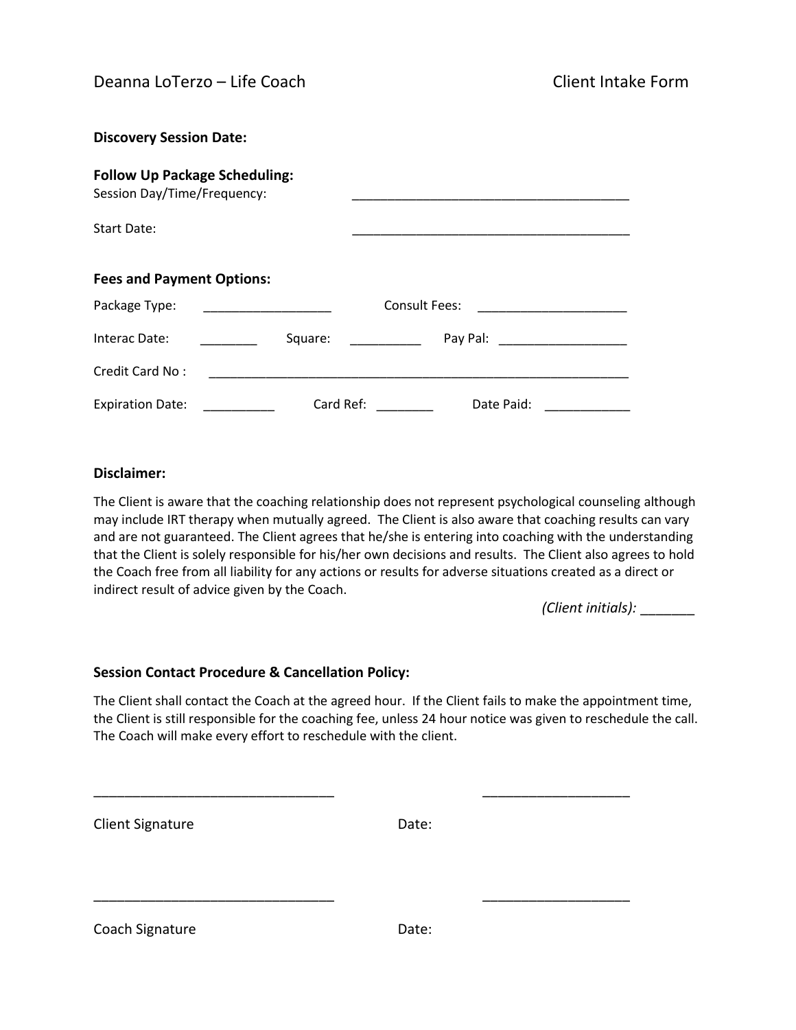Deanna LoTerzo – Life Coach Client Intake Form

**Discovery Session Date:**

**Follow Up Package Scheduling:**

Session Day/Time/Frequency: _______________________________________

Start Date: _______________________________________

**Fees and Payment Options:**

Package Type: __________________ Consult Fees: _____________________

Interac Date: ________ Square: __________ Pay Pal: __________________

Credit Card No : ___________________________________________________________

Expiration Date: __________ Card Ref: ________ Date Paid: ____________

**Disclaimer:**

The Client is aware that the coaching relationship does not represent psychological counseling although may include IRT therapy when mutually agreed. The Client is also aware that coaching results can vary and are not guaranteed. The Client agrees that he/she is entering into coaching with the understanding that the Client is solely responsible for his/her own decisions and results. The Client also agrees to hold the Coach free from all liability for any actions or results for adverse situations created as a direct or indirect result of advice given by the Coach.

*(Client initials):* _______

**Session Contact Procedure & Cancellation Policy:**

The Client shall contact the Coach at the agreed hour. If the Client fails to make the appointment time, the Client is still responsible for the coaching fee, unless 24 hour notice was given to reschedule the call. The Coach will make every effort to reschedule with the client.

_______________________________ ___________________

Client Signature Date:

_______________________________ ___________________

Coach Signature Date: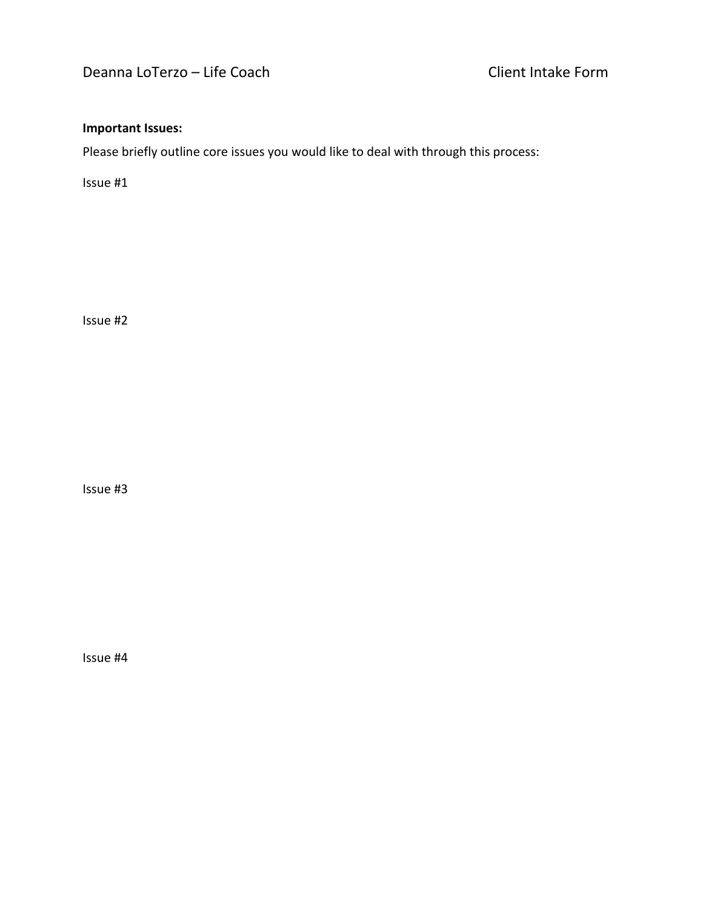Deanna LoTerzo – Life Coach    Client Intake Form

**Important Issues:**

Please briefly outline core issues you would like to deal with through this process:

Issue #1

Issue #2

Issue #3

Issue #4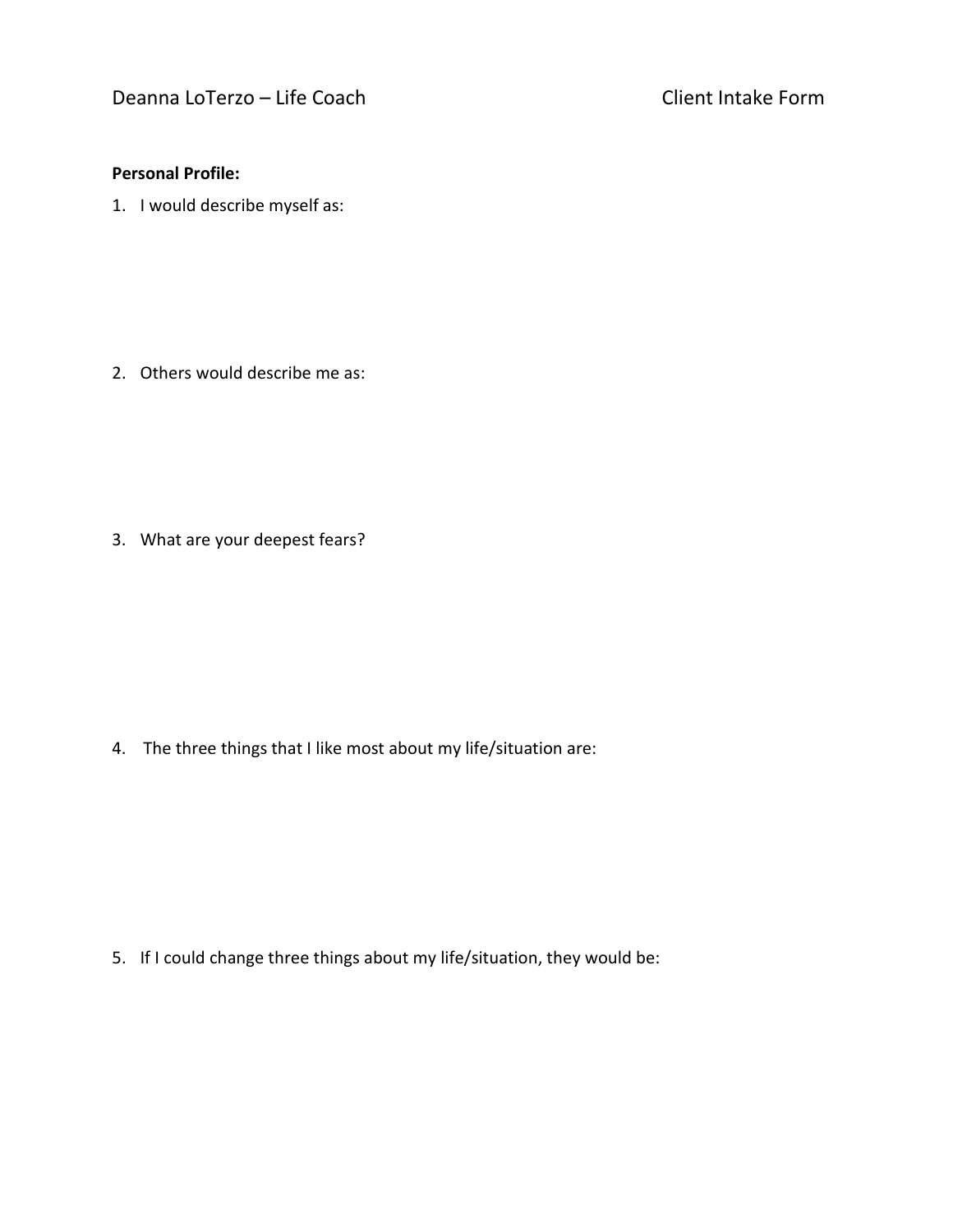Deanna LoTerzo – Life Coach Client Intake Form

**Personal Profile:**

1. I would describe myself as:

2. Others would describe me as:

3. What are your deepest fears?

4. The three things that I like most about my life/situation are:

5. If I could change three things about my life/situation, they would be: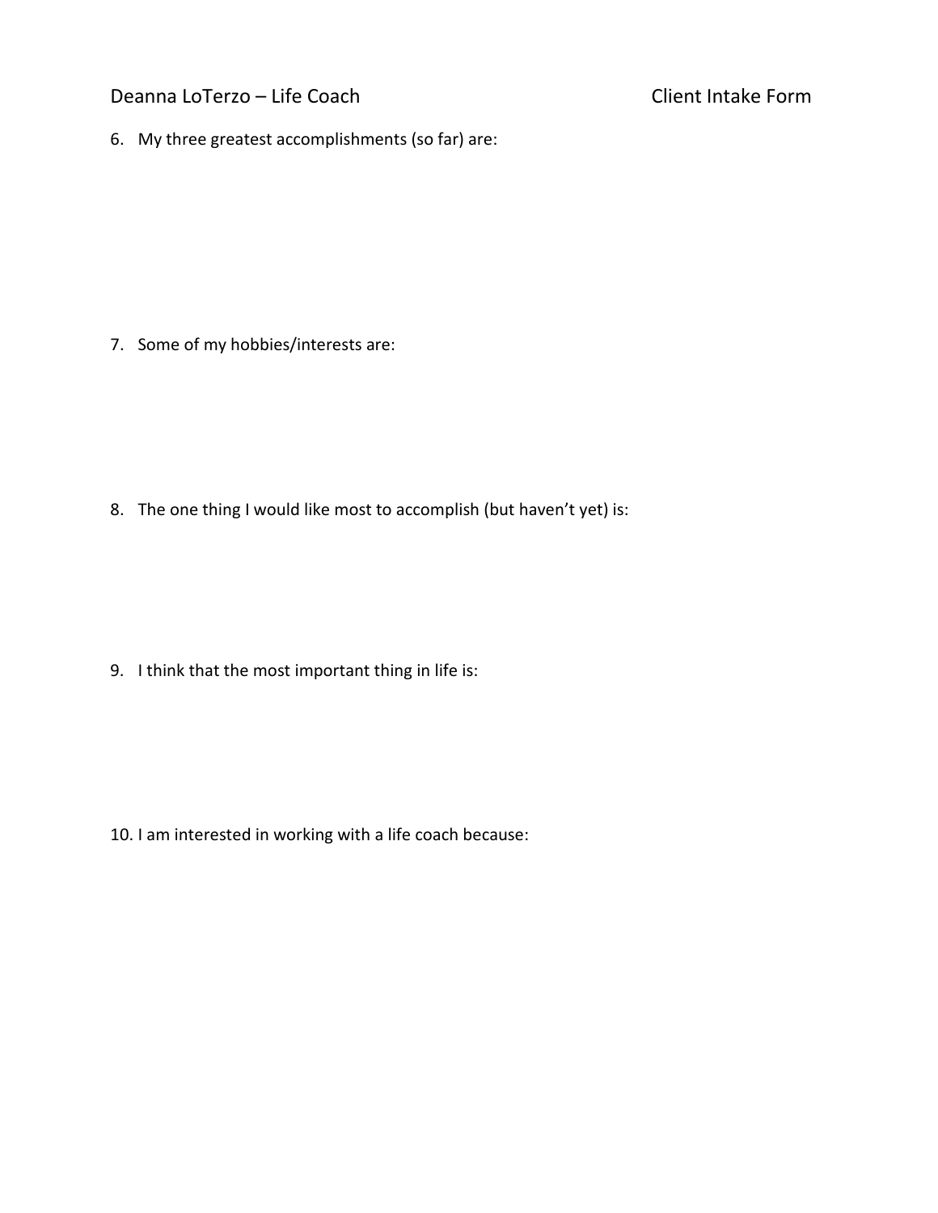6. My three greatest accomplishments (so far) are:

7. Some of my hobbies/interests are:

8. The one thing I would like most to accomplish (but haven't yet) is:

9. I think that the most important thing in life is:

10. I am interested in working with a life coach because: